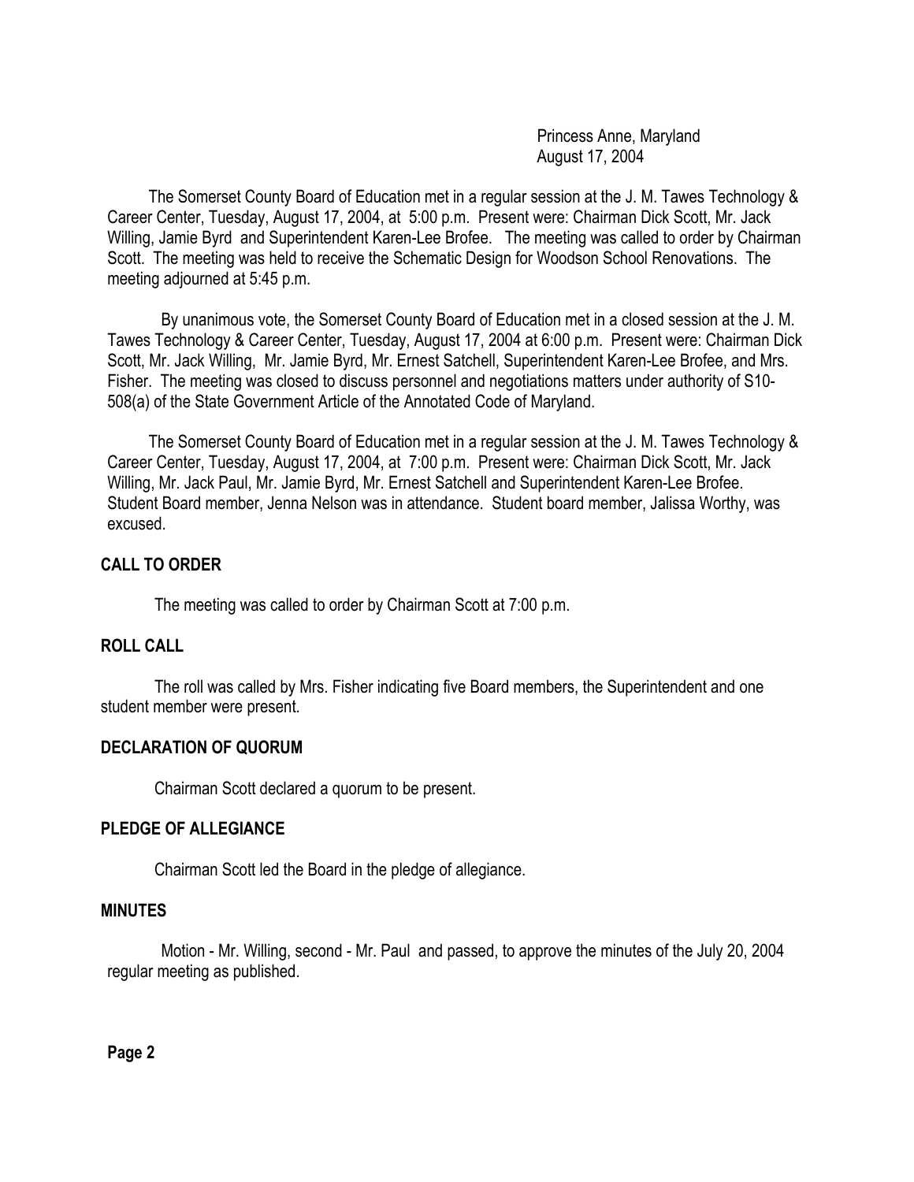Princess Anne, Maryland
August 17, 2004

The Somerset County Board of Education met in a regular session at the J. M. Tawes Technology & Career Center, Tuesday, August 17, 2004, at 5:00 p.m. Present were: Chairman Dick Scott, Mr. Jack Willing, Jamie Byrd and Superintendent Karen-Lee Brofee. The meeting was called to order by Chairman Scott. The meeting was held to receive the Schematic Design for Woodson School Renovations. The meeting adjourned at 5:45 p.m.

By unanimous vote, the Somerset County Board of Education met in a closed session at the J. M. Tawes Technology & Career Center, Tuesday, August 17, 2004 at 6:00 p.m. Present were: Chairman Dick Scott, Mr. Jack Willing, Mr. Jamie Byrd, Mr. Ernest Satchell, Superintendent Karen-Lee Brofee, and Mrs. Fisher. The meeting was closed to discuss personnel and negotiations matters under authority of S10-508(a) of the State Government Article of the Annotated Code of Maryland.

The Somerset County Board of Education met in a regular session at the J. M. Tawes Technology & Career Center, Tuesday, August 17, 2004, at 7:00 p.m. Present were: Chairman Dick Scott, Mr. Jack Willing, Mr. Jack Paul, Mr. Jamie Byrd, Mr. Ernest Satchell and Superintendent Karen-Lee Brofee. Student Board member, Jenna Nelson was in attendance. Student board member, Jalissa Worthy, was excused.

## CALL TO ORDER

The meeting was called to order by Chairman Scott at 7:00 p.m.

## ROLL CALL

The roll was called by Mrs. Fisher indicating five Board members, the Superintendent and one student member were present.

## DECLARATION OF QUORUM

Chairman Scott declared a quorum to be present.

## PLEDGE OF ALLEGIANCE

Chairman Scott led the Board in the pledge of allegiance.

## MINUTES

Motion - Mr. Willing, second - Mr. Paul and passed, to approve the minutes of the July 20, 2004 regular meeting as published.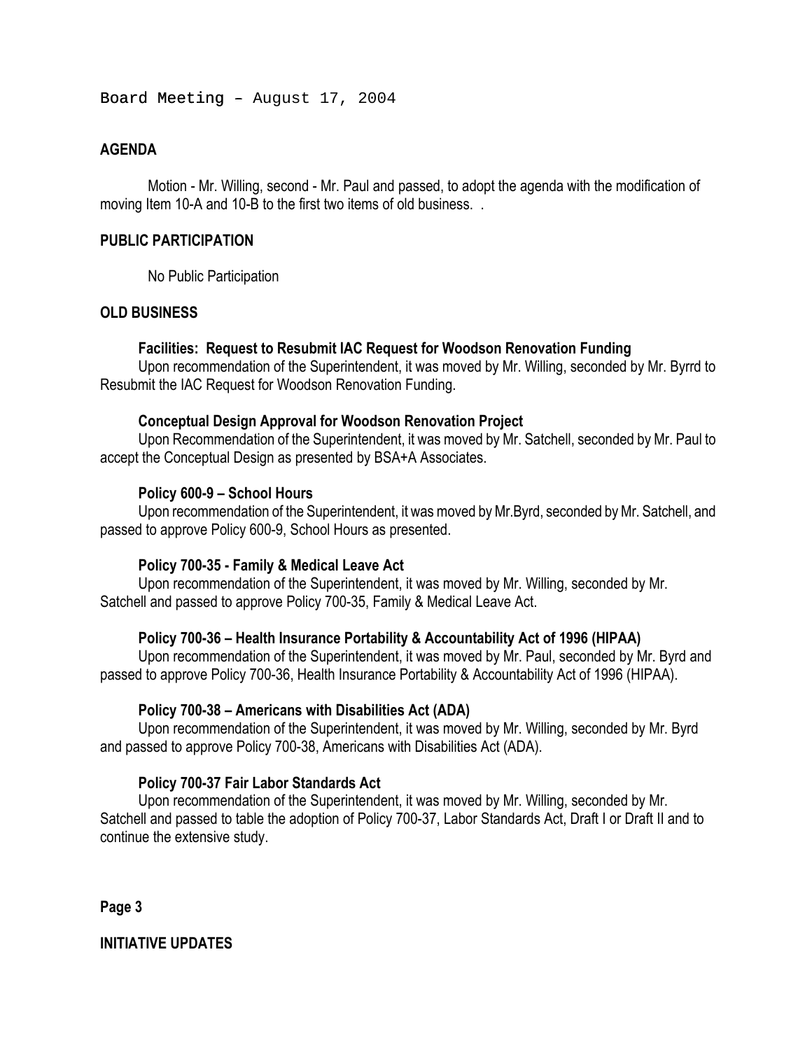Board Meeting – August 17, 2004

## AGENDA

Motion - Mr. Willing, second - Mr. Paul and passed, to adopt the agenda with the modification of moving Item 10-A and 10-B to the first two items of old business. .

## PUBLIC PARTICIPATION

No Public Participation

## OLD BUSINESS

### Facilities: Request to Resubmit IAC Request for Woodson Renovation Funding

Upon recommendation of the Superintendent, it was moved by Mr. Willing, seconded by Mr. Byrrd to Resubmit the IAC Request for Woodson Renovation Funding.

### Conceptual Design Approval for Woodson Renovation Project

Upon Recommendation of the Superintendent, it was moved by Mr. Satchell, seconded by Mr. Paul to accept the Conceptual Design as presented by BSA+A Associates.

### Policy 600-9 – School Hours

Upon recommendation of the Superintendent, it was moved by Mr.Byrd, seconded by Mr. Satchell, and passed to approve Policy 600-9, School Hours as presented.

### Policy 700-35 - Family & Medical Leave Act

Upon recommendation of the Superintendent, it was moved by Mr. Willing, seconded by Mr. Satchell and passed to approve Policy 700-35, Family & Medical Leave Act.

### Policy 700-36 – Health Insurance Portability & Accountability Act of 1996 (HIPAA)

Upon recommendation of the Superintendent, it was moved by Mr. Paul, seconded by Mr. Byrd and passed to approve Policy 700-36, Health Insurance Portability & Accountability Act of 1996 (HIPAA).

### Policy 700-38 – Americans with Disabilities Act (ADA)

Upon recommendation of the Superintendent, it was moved by Mr. Willing, seconded by Mr. Byrd and passed to approve Policy 700-38, Americans with Disabilities Act (ADA).

### Policy 700-37 Fair Labor Standards Act

Upon recommendation of the Superintendent, it was moved by Mr. Willing, seconded by Mr. Satchell and passed to table the adoption of Policy 700-37, Labor Standards Act, Draft I or Draft II and to continue the extensive study.

**Page 3**

## INITIATIVE UPDATES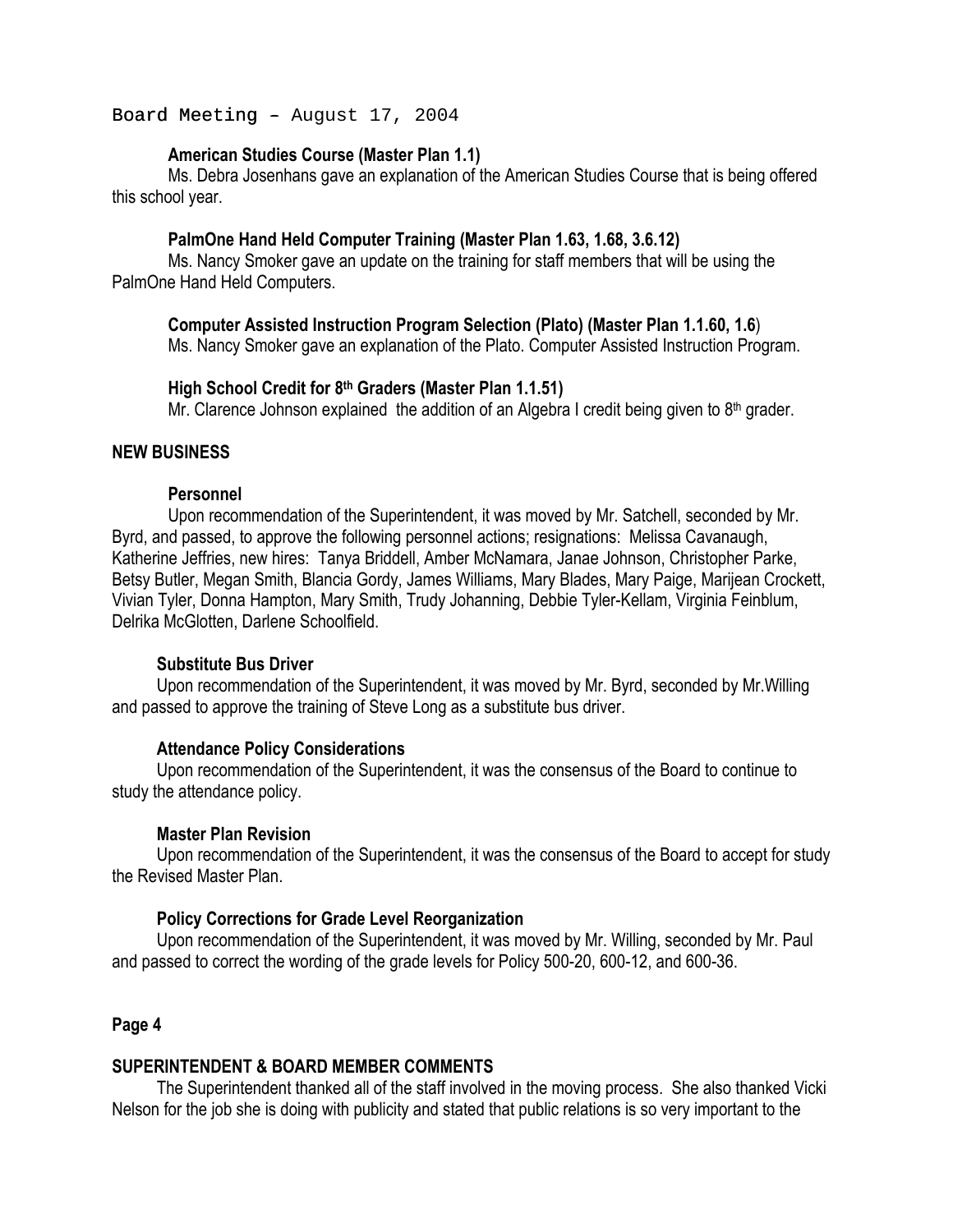### American Studies Course (Master Plan 1.1)

Ms. Debra Josenhans gave an explanation of the American Studies Course that is being offered this school year.

### PalmOne Hand Held Computer Training (Master Plan 1.63, 1.68, 3.6.12)

Ms. Nancy Smoker gave an update on the training for staff members that will be using the PalmOne Hand Held Computers.

### Computer Assisted Instruction Program Selection (Plato) (Master Plan 1.1.60, 1.6)

Ms. Nancy Smoker gave an explanation of the Plato. Computer Assisted Instruction Program.

### High School Credit for 8th Graders (Master Plan 1.1.51)

Mr. Clarence Johnson explained the addition of an Algebra I credit being given to 8th grader.

## NEW BUSINESS

### Personnel

Upon recommendation of the Superintendent, it was moved by Mr. Satchell, seconded by Mr. Byrd, and passed, to approve the following personnel actions; resignations: Melissa Cavanaugh, Katherine Jeffries, new hires: Tanya Briddell, Amber McNamara, Janae Johnson, Christopher Parke, Betsy Butler, Megan Smith, Blancia Gordy, James Williams, Mary Blades, Mary Paige, Marijean Crockett, Vivian Tyler, Donna Hampton, Mary Smith, Trudy Johanning, Debbie Tyler-Kellam, Virginia Feinblum, Delrika McGlotten, Darlene Schoolfield.

### Substitute Bus Driver

Upon recommendation of the Superintendent, it was moved by Mr. Byrd, seconded by Mr.Willing and passed to approve the training of Steve Long as a substitute bus driver.

### Attendance Policy Considerations

Upon recommendation of the Superintendent, it was the consensus of the Board to continue to study the attendance policy.

### Master Plan Revision

Upon recommendation of the Superintendent, it was the consensus of the Board to accept for study the Revised Master Plan.

### Policy Corrections for Grade Level Reorganization

Upon recommendation of the Superintendent, it was moved by Mr. Willing, seconded by Mr. Paul and passed to correct the wording of the grade levels for Policy 500-20, 600-12, and 600-36.

## SUPERINTENDENT & BOARD MEMBER COMMENTS

The Superintendent thanked all of the staff involved in the moving process. She also thanked Vicki Nelson for the job she is doing with publicity and stated that public relations is so very important to the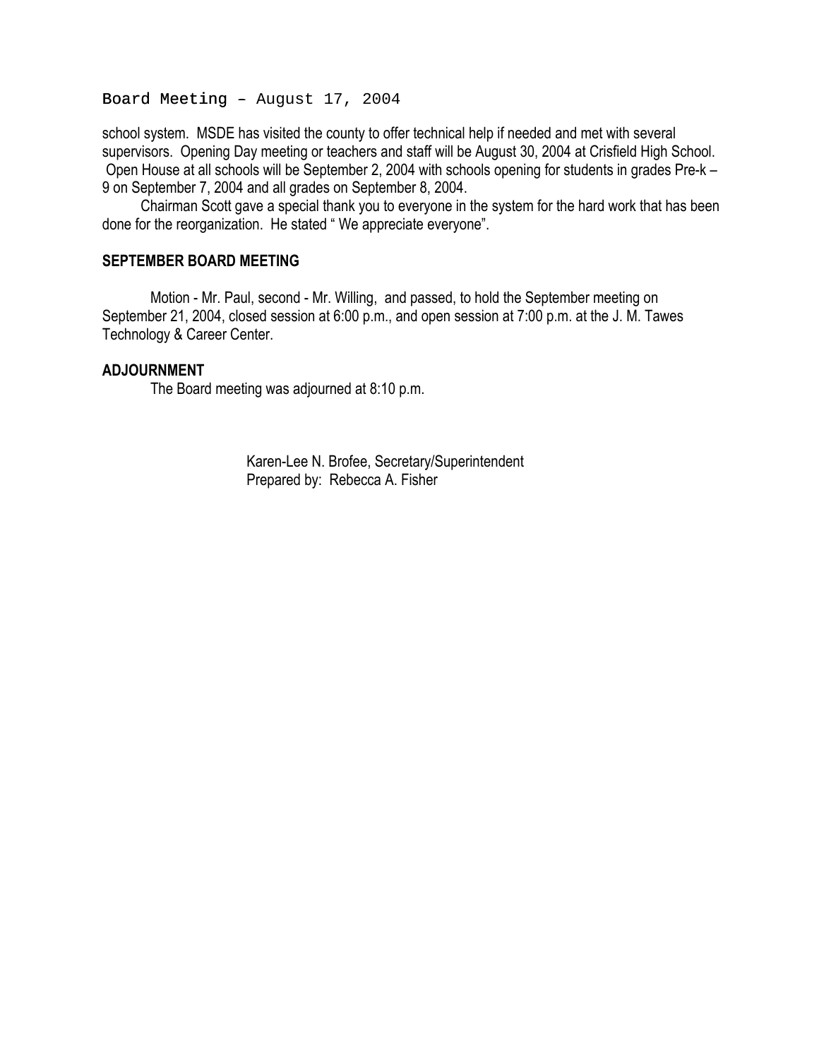school system. MSDE has visited the county to offer technical help if needed and met with several supervisors. Opening Day meeting or teachers and staff will be August 30, 2004 at Crisfield High School. Open House at all schools will be September 2, 2004 with schools opening for students in grades Pre-k – 9 on September 7, 2004 and all grades on September 8, 2004.

Chairman Scott gave a special thank you to everyone in the system for the hard work that has been done for the reorganization. He stated " We appreciate everyone".

**SEPTEMBER BOARD MEETING**

Motion - Mr. Paul, second - Mr. Willing, and passed, to hold the September meeting on September 21, 2004, closed session at 6:00 p.m., and open session at 7:00 p.m. at the J. M. Tawes Technology & Career Center.

**ADJOURNMENT**

The Board meeting was adjourned at 8:10 p.m.

Karen-Lee N. Brofee, Secretary/Superintendent
Prepared by: Rebecca A. Fisher